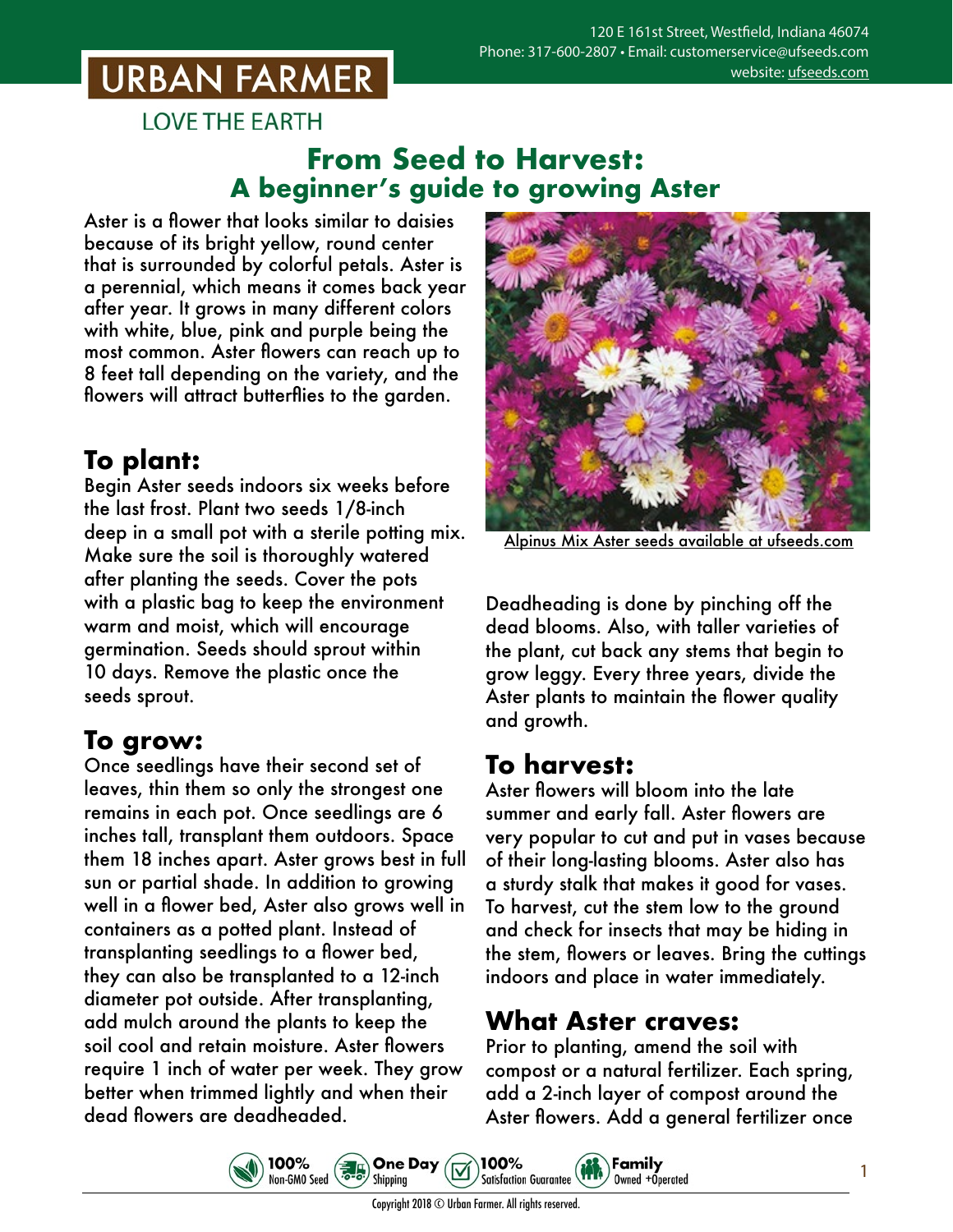URBAN FARMER

LOVE THE EARTH

120 E 161st Street, Westfield, Indiana 46074
Phone: 317-600-2807 • Email: customerservice@ufseeds.com
website: ufseeds.com

# From Seed to Harvest: A beginner's guide to growing Aster

Aster is a flower that looks similar to daisies because of its bright yellow, round center that is surrounded by colorful petals. Aster is a perennial, which means it comes back year after year. It grows in many different colors with white, blue, pink and purple being the most common. Aster flowers can reach up to 8 feet tall depending on the variety, and the flowers will attract butterflies to the garden.

Alpinus Mix Aster seeds available at ufseeds.com

## To plant:

Begin Aster seeds indoors six weeks before the last frost. Plant two seeds 1/8-inch deep in a small pot with a sterile potting mix. Make sure the soil is thoroughly watered after planting the seeds. Cover the pots with a plastic bag to keep the environment warm and moist, which will encourage germination. Seeds should sprout within 10 days. Remove the plastic once the seeds sprout.

## To grow:

Once seedlings have their second set of leaves, thin them so only the strongest one remains in each pot. Once seedlings are 6 inches tall, transplant them outdoors. Space them 18 inches apart. Aster grows best in full sun or partial shade. In addition to growing well in a flower bed, Aster also grows well in containers as a potted plant. Instead of transplanting seedlings to a flower bed, they can also be transplanted to a 12-inch diameter pot outside. After transplanting, add mulch around the plants to keep the soil cool and retain moisture. Aster flowers require 1 inch of water per week. They grow better when trimmed lightly and when their dead flowers are deadheaded.

Deadheading is done by pinching off the dead blooms. Also, with taller varieties of the plant, cut back any stems that begin to grow leggy. Every three years, divide the Aster plants to maintain the flower quality and growth.

## To harvest:

Aster flowers will bloom into the late summer and early fall. Aster flowers are very popular to cut and put in vases because of their long-lasting blooms. Aster also has a sturdy stalk that makes it good for vases. To harvest, cut the stem low to the ground and check for insects that may be hiding in the stem, flowers or leaves. Bring the cuttings indoors and place in water immediately.

## What Aster craves:

Prior to planting, amend the soil with compost or a natural fertilizer. Each spring, add a 2-inch layer of compost around the Aster flowers. Add a general fertilizer once

100% Non-GMO Seed • One Day Shipping • 100% Satisfaction Guarantee • Family Owned +Operated

Copyright 2018 © Urban Farmer. All rights reserved.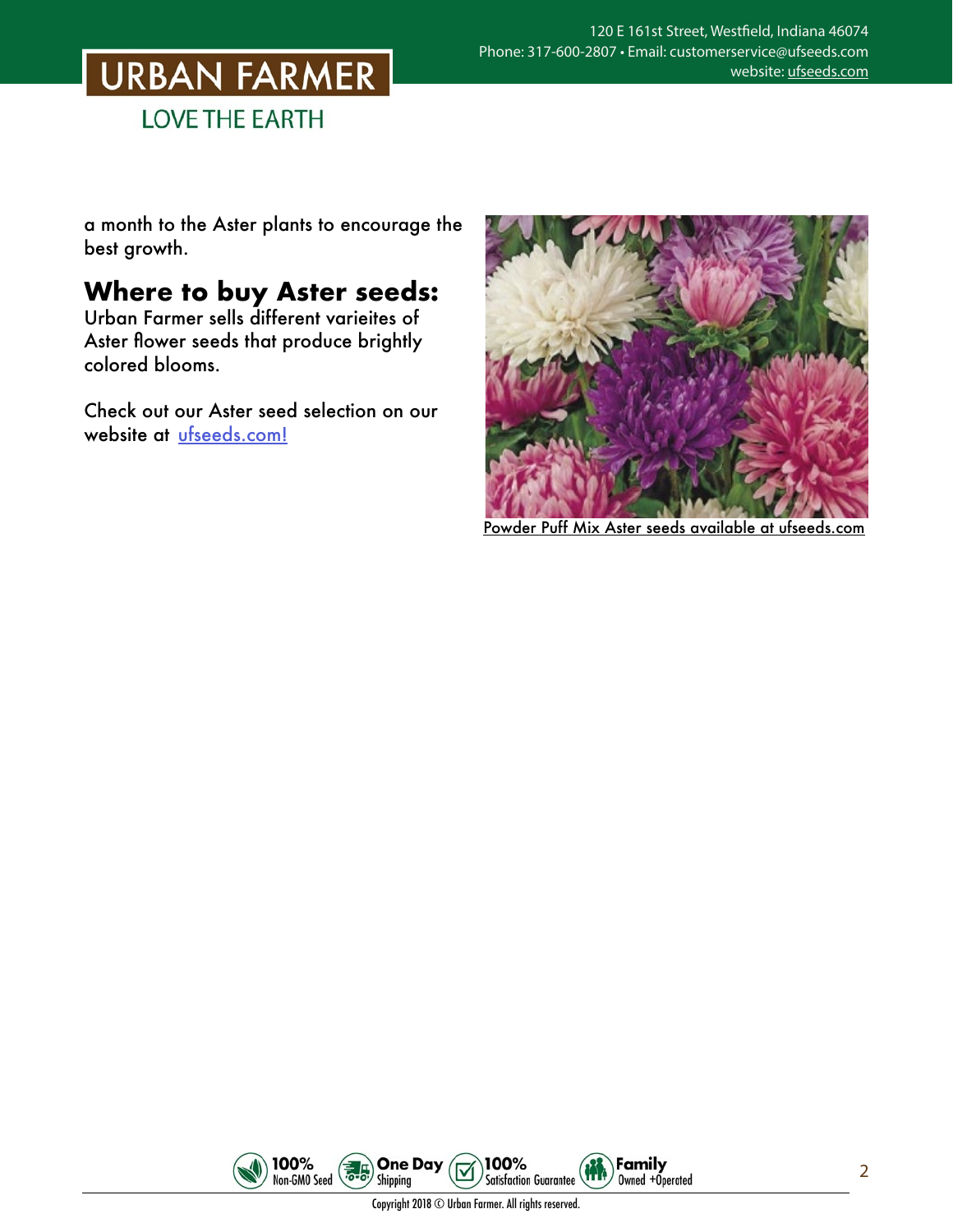a month to the Aster plants to encourage the best growth.

## Where to buy Aster seeds:

Urban Farmer sells different varieites of Aster flower seeds that produce brightly colored blooms.

Check out our Aster seed selection on our website at [ufseeds.com!](https://ufseeds.com)

Powder Puff Mix Aster seeds available at ufseeds.com